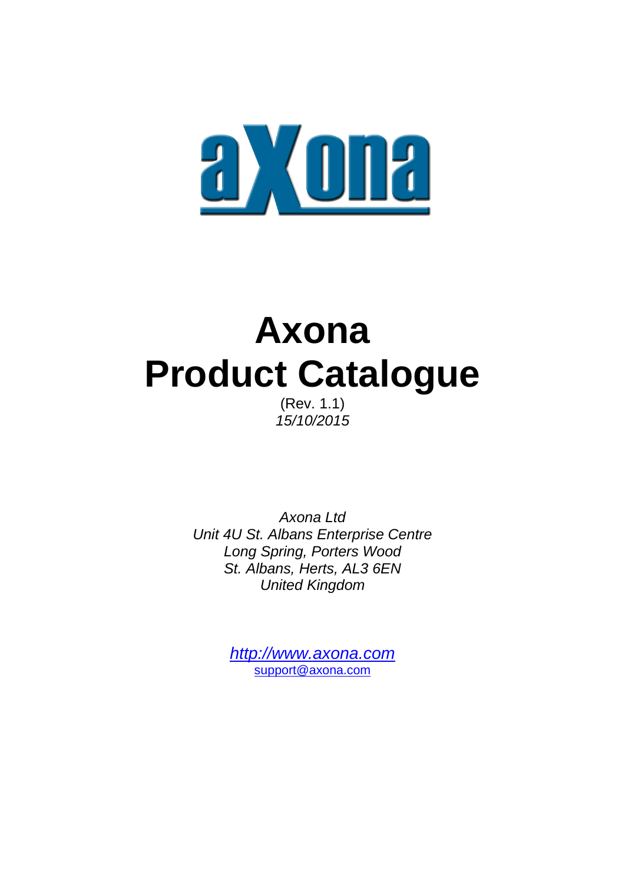# Axona
# Product Catalogue

(Rev. 1.1)
*15/10/2015*

*Axona Ltd*
*Unit 4U St. Albans Enterprise Centre*
*Long Spring, Porters Wood*
*St. Albans, Herts, AL3 6EN*
*United Kingdom*

*http://www.axona.com*
support@axona.com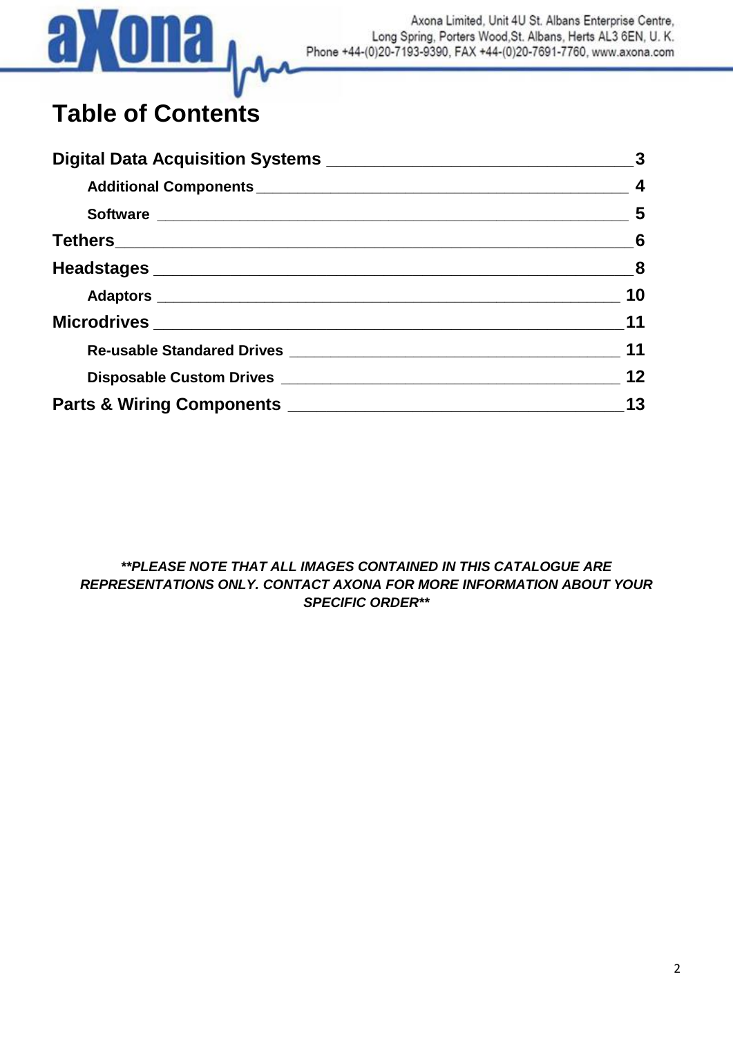# Table of Contents

**Digital Data Acquisition Systems** ________________________________ **3**

**Additional Components** ___________________________________________ **4**

**Software** _______________________________________________________ **5**

**Tethers** ________________________________________________________ **6**

**Headstages** ____________________________________________________ **8**

**Adaptors** ______________________________________________________ **10**

**Microdrives** ___________________________________________________ **11**

**Re-usable Standared Drives** _____________________________________ **11**

**Disposable Custom Drives** _______________________________________ **12**

**Parts & Wiring Components** ____________________________________ **13**

***PLEASE NOTE THAT ALL IMAGES CONTAINED IN THIS CATALOGUE ARE REPRESENTATIONS ONLY. CONTACT AXONA FOR MORE INFORMATION ABOUT YOUR SPECIFIC ORDER***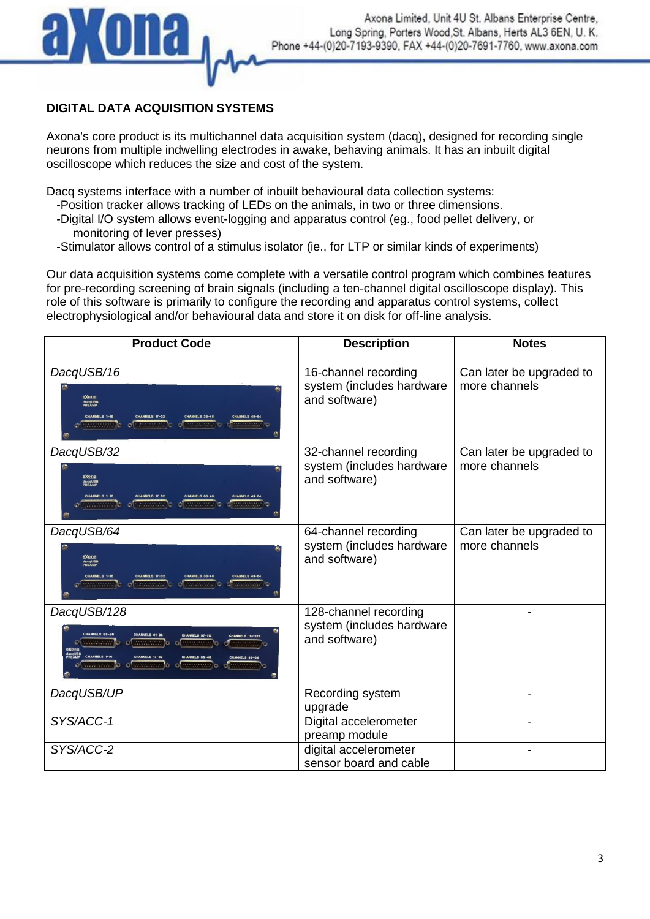## DIGITAL DATA ACQUISITION SYSTEMS

Axona's core product is its multichannel data acquisition system (dacq), designed for recording single neurons from multiple indwelling electrodes in awake, behaving animals. It has an inbuilt digital oscilloscope which reduces the size and cost of the system.

Dacq systems interface with a number of inbuilt behavioural data collection systems:

- -Position tracker allows tracking of LEDs on the animals, in two or three dimensions.
- -Digital I/O system allows event-logging and apparatus control (eg., food pellet delivery, or monitoring of lever presses)
- -Stimulator allows control of a stimulus isolator (ie., for LTP or similar kinds of experiments)

Our data acquisition systems come complete with a versatile control program which combines features for pre-recording screening of brain signals (including a ten-channel digital oscilloscope display). This role of this software is primarily to configure the recording and apparatus control systems, collect electrophysiological and/or behavioural data and store it on disk for off-line analysis.

| Product Code | Description | Notes |
|---|---|---|
| *DacqUSB/16* | 16-channel recording system (includes hardware and software) | Can later be upgraded to more channels |
| *DacqUSB/32* | 32-channel recording system (includes hardware and software) | Can later be upgraded to more channels |
| *DacqUSB/64* | 64-channel recording system (includes hardware and software) | Can later be upgraded to more channels |
| *DacqUSB/128* | 128-channel recording system (includes hardware and software) | - |
| *DacqUSB/UP* | Recording system upgrade | - |
| *SYS/ACC-1* | Digital accelerometer preamp module | - |
| *SYS/ACC-2* | digital accelerometer sensor board and cable | - |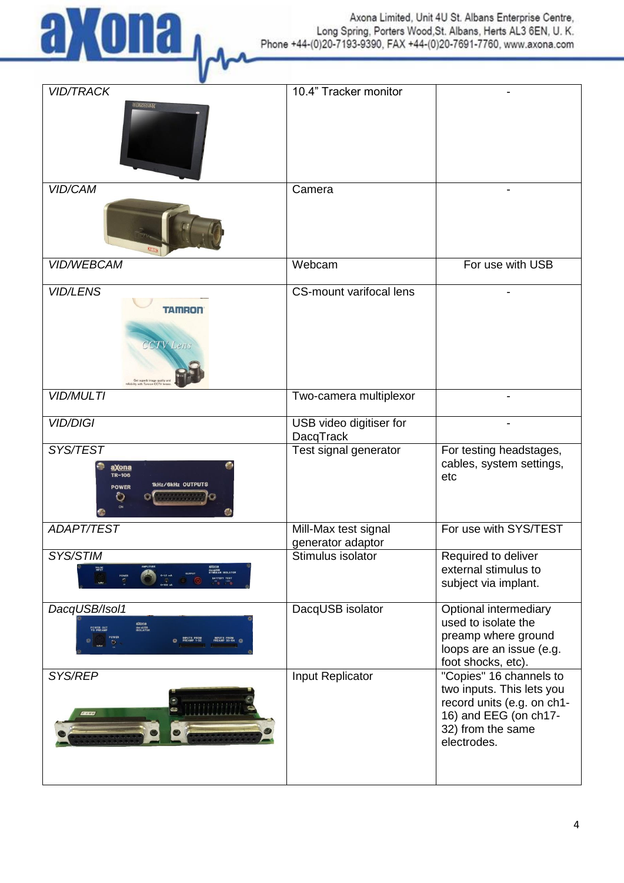| | | |
|---|---|---|
| *VID/TRACK* | 10.4” Tracker monitor | - |
| *VID/CAM* | Camera | - |
| *VID/WEBCAM* | Webcam | For use with USB |
| *VID/LENS* | CS-mount varifocal lens | - |
| *VID/MULTI* | Two-camera multiplexor | - |
| *VID/DIGI* | USB video digitiser for DacqTrack | - |
| *SYS/TEST* | Test signal generator | For testing headstages, cables, system settings, etc |
| *ADAPT/TEST* | Mill-Max test signal generator adaptor | For use with SYS/TEST |
| *SYS/STIM* | Stimulus isolator | Required to deliver external stimulus to subject via implant. |
| *DacqUSB/Isol1* | DacqUSB isolator | Optional intermediary used to isolate the preamp where ground loops are an issue (e.g. foot shocks, etc). |
| *SYS/REP* | Input Replicator | "Copies" 16 channels to two inputs. This lets you record units (e.g. on ch1-16) and EEG (on ch17-32) from the same electrodes. |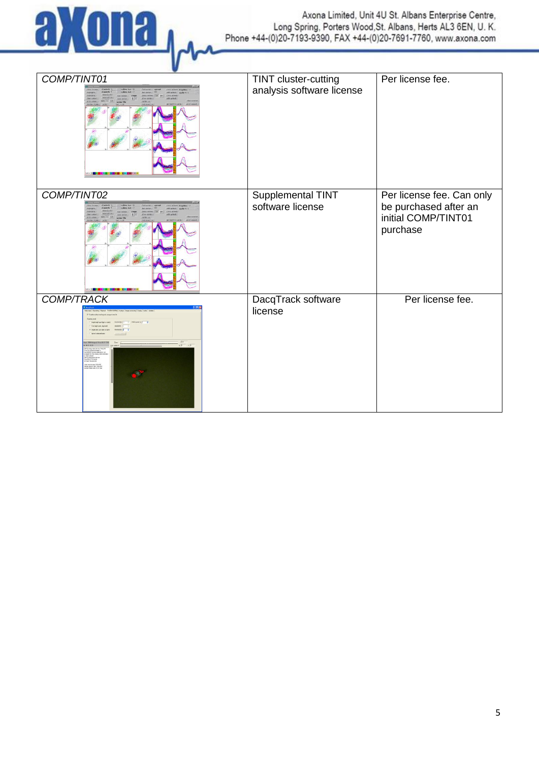| | | |
|---|---|---|
| *COMP/TINT01* | TINT cluster-cutting analysis software license | Per license fee. |
| *COMP/TINT02* | Supplemental TINT software license | Per license fee. Can only be purchased after an initial COMP/TINT01 purchase |
| *COMP/TRACK* | DacqTrack software license | Per license fee. |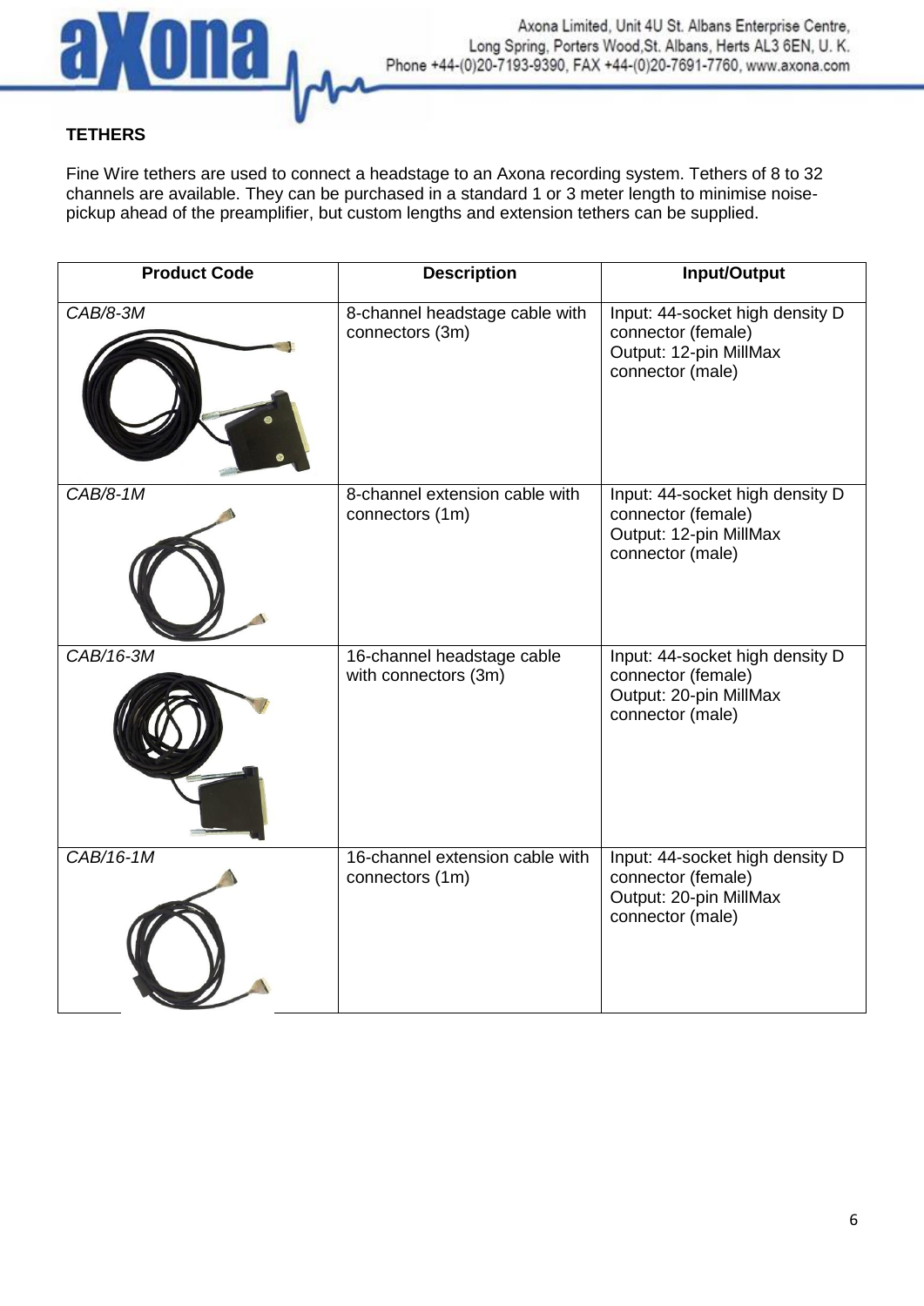## TETHERS

Fine Wire tethers are used to connect a headstage to an Axona recording system. Tethers of 8 to 32 channels are available. They can be purchased in a standard 1 or 3 meter length to minimise noise-pickup ahead of the preamplifier, but custom lengths and extension tethers can be supplied.

| Product Code | Description | Input/Output |
|---|---|---|
| *CAB/8-3M* | 8-channel headstage cable with connectors (3m) | Input: 44-socket high density D connector (female) Output: 12-pin MillMax connector (male) |
| *CAB/8-1M* | 8-channel extension cable with connectors (1m) | Input: 44-socket high density D connector (female) Output: 12-pin MillMax connector (male) |
| *CAB/16-3M* | 16-channel headstage cable with connectors (3m) | Input: 44-socket high density D connector (female) Output: 20-pin MillMax connector (male) |
| *CAB/16-1M* | 16-channel extension cable with connectors (1m) | Input: 44-socket high density D connector (female) Output: 20-pin MillMax connector (male) |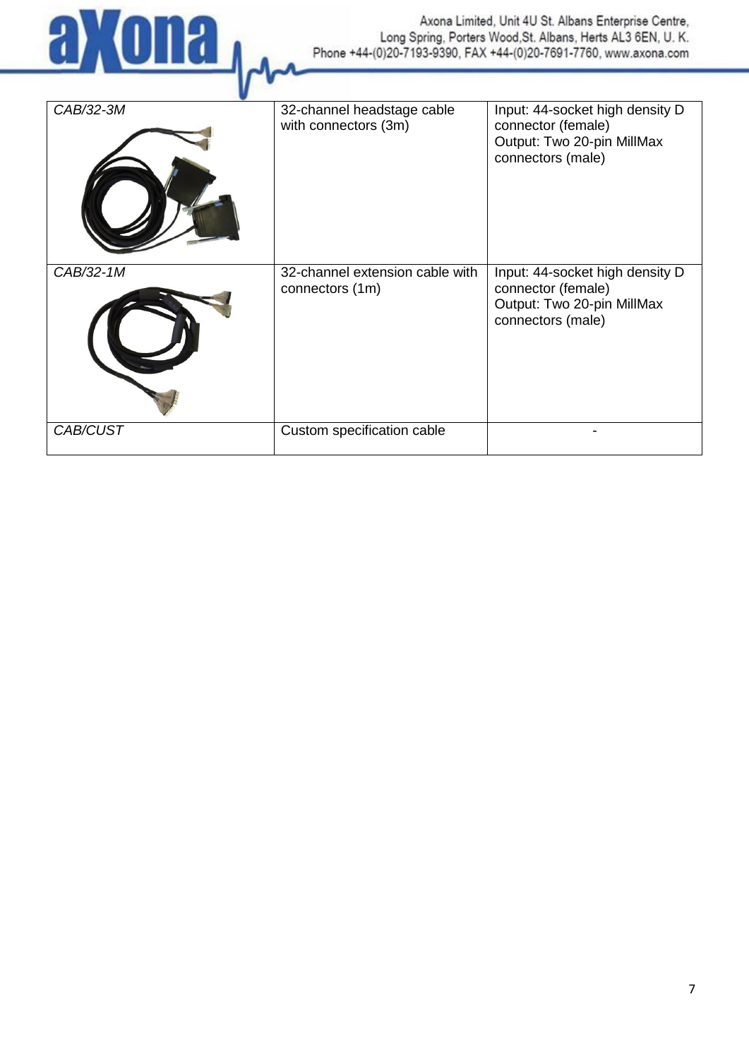| *CAB/32-3M* | 32-channel headstage cable with connectors (3m) | Input: 44-socket high density D connector (female)<br>Output: Two 20-pin MillMax connectors (male) |
|---|---|---|
| *CAB/32-1M* | 32-channel extension cable with connectors (1m) | Input: 44-socket high density D connector (female)<br>Output: Two 20-pin MillMax connectors (male) |
| *CAB/CUST* | Custom specification cable | - |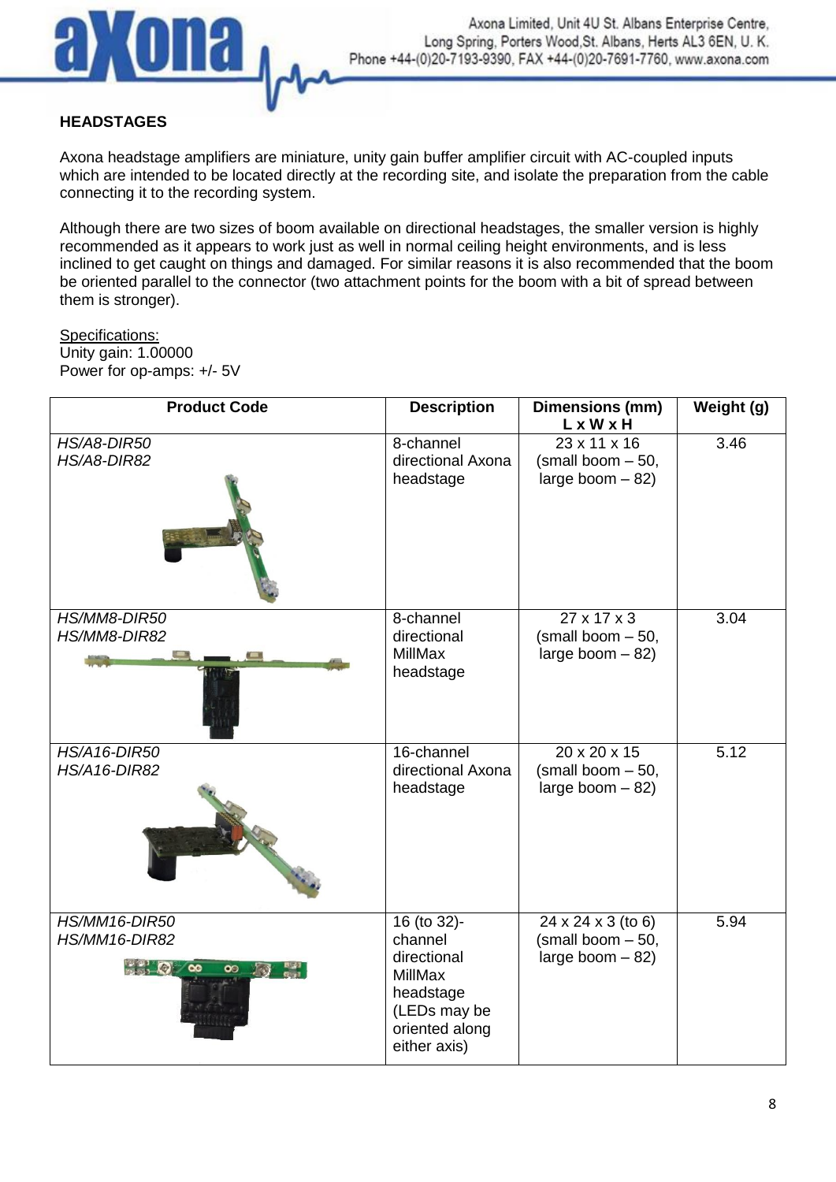## HEADSTAGES

Axona headstage amplifiers are miniature, unity gain buffer amplifier circuit with AC-coupled inputs which are intended to be located directly at the recording site, and isolate the preparation from the cable connecting it to the recording system.

Although there are two sizes of boom available on directional headstages, the smaller version is highly recommended as it appears to work just as well in normal ceiling height environments, and is less inclined to get caught on things and damaged. For similar reasons it is also recommended that the boom be oriented parallel to the connector (two attachment points for the boom with a bit of spread between them is stronger).

Specifications:
Unity gain: 1.00000
Power for op-amps: +/- 5V

| Product Code | Description | Dimensions (mm) L x W x H | Weight (g) |
|---|---|---|---|
| *HS/A8-DIR50*<br>*HS/A8-DIR82* | 8-channel directional Axona headstage | 23 x 11 x 16 (small boom – 50, large boom – 82) | 3.46 |
| *HS/MM8-DIR50*<br>*HS/MM8-DIR82* | 8-channel directional MillMax headstage | 27 x 17 x 3 (small boom – 50, large boom – 82) | 3.04 |
| *HS/A16-DIR50*<br>*HS/A16-DIR82* | 16-channel directional Axona headstage | 20 x 20 x 15 (small boom – 50, large boom – 82) | 5.12 |
| *HS/MM16-DIR50*<br>*HS/MM16-DIR82* | 16 (to 32)-channel directional MillMax headstage (LEDs may be oriented along either axis) | 24 x 24 x 3 (to 6) (small boom – 50, large boom – 82) | 5.94 |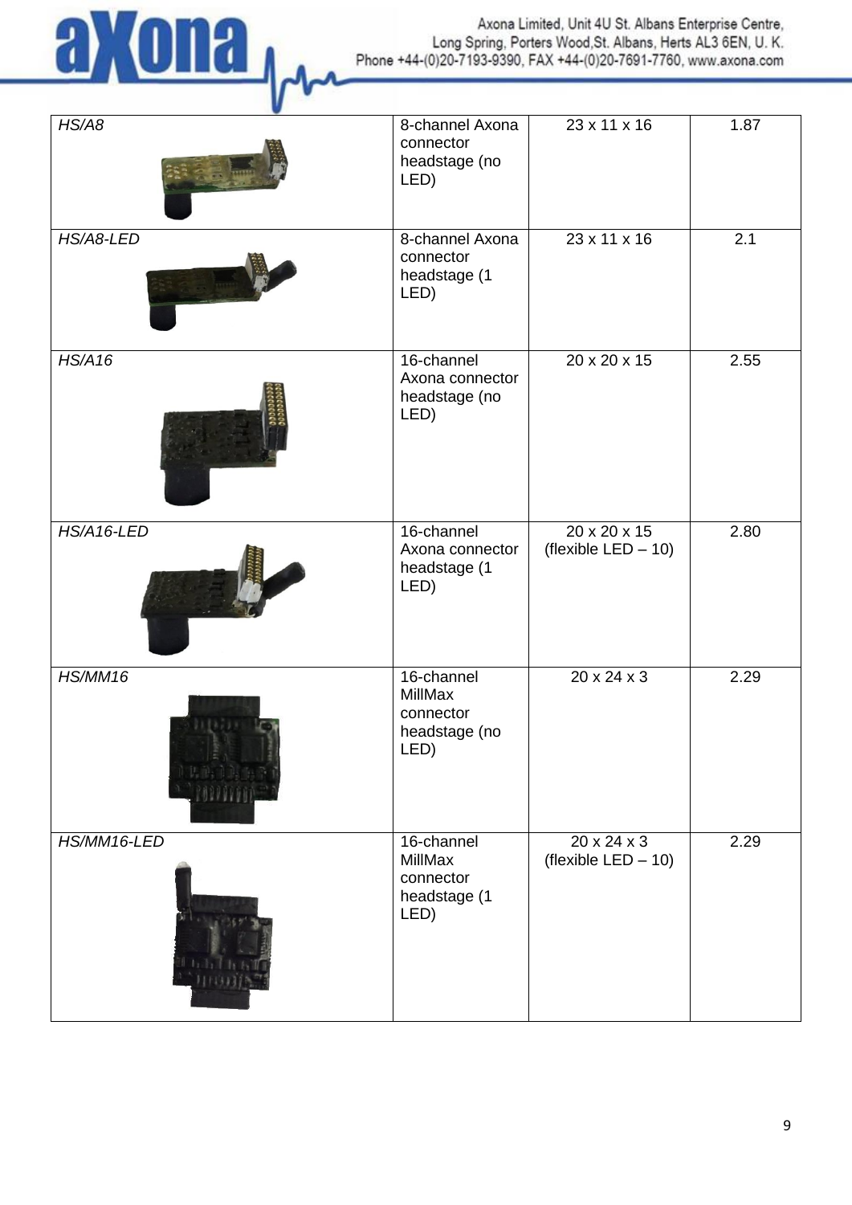| | | | |
|---|---|---|---|
| *HS/A8* | 8-channel Axona connector headstage (no LED) | 23 x 11 x 16 | 1.87 |
| *HS/A8-LED* | 8-channel Axona connector headstage (1 LED) | 23 x 11 x 16 | 2.1 |
| *HS/A16* | 16-channel Axona connector headstage (no LED) | 20 x 20 x 15 | 2.55 |
| *HS/A16-LED* | 16-channel Axona connector headstage (1 LED) | 20 x 20 x 15 (flexible LED – 10) | 2.80 |
| *HS/MM16* | 16-channel MillMax connector headstage (no LED) | 20 x 24 x 3 | 2.29 |
| *HS/MM16-LED* | 16-channel MillMax connector headstage (1 LED) | 20 x 24 x 3 (flexible LED – 10) | 2.29 |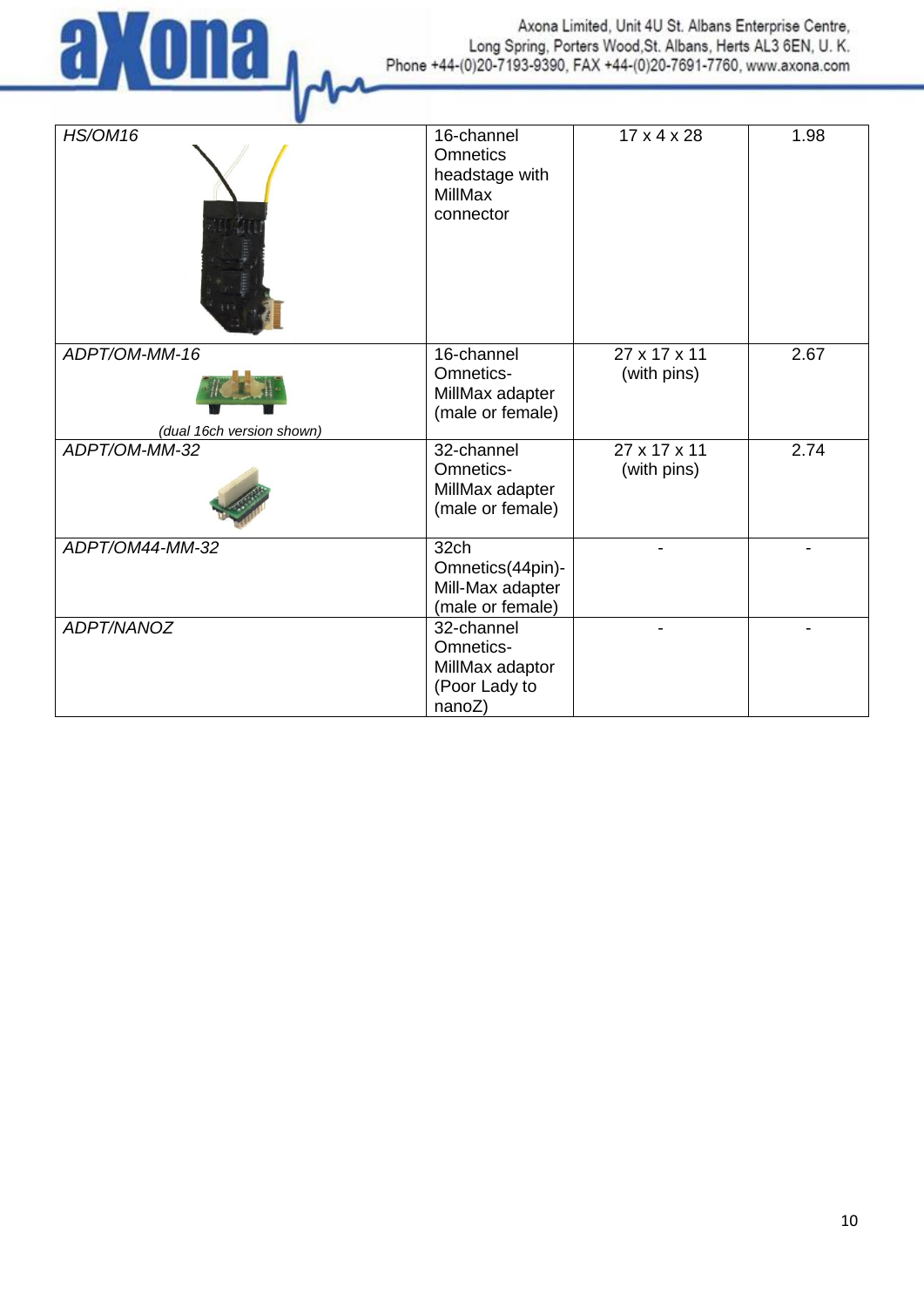| *HS/OM16* | 16-channel Omnetics headstage with MillMax connector | 17 x 4 x 28 | 1.98 |
|---|---|---|---|
| *ADPT/OM-MM-16*<br>*(dual 16ch version shown)* | 16-channel Omnetics-MillMax adapter (male or female) | 27 x 17 x 11 (with pins) | 2.67 |
| *ADPT/OM-MM-32* | 32-channel Omnetics-MillMax adapter (male or female) | 27 x 17 x 11 (with pins) | 2.74 |
| *ADPT/OM44-MM-32* | 32ch Omnetics(44pin)-Mill-Max adapter (male or female) | - | - |
| *ADPT/NANOZ* | 32-channel Omnetics-MillMax adaptor (Poor Lady to nanoZ) | - | - |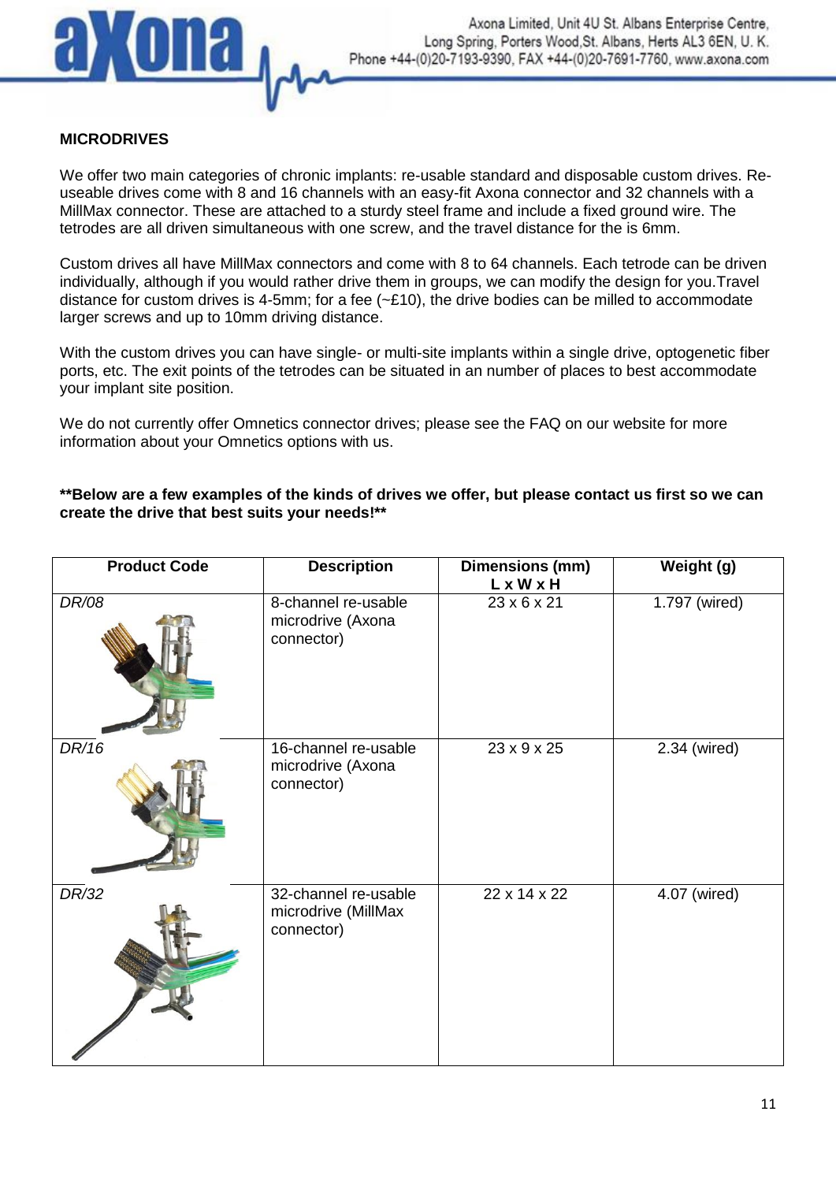## MICRODRIVES

We offer two main categories of chronic implants: re-usable standard and disposable custom drives. Re-useable drives come with 8 and 16 channels with an easy-fit Axona connector and 32 channels with a MillMax connector. These are attached to a sturdy steel frame and include a fixed ground wire. The tetrodes are all driven simultaneous with one screw, and the travel distance for the is 6mm.

Custom drives all have MillMax connectors and come with 8 to 64 channels. Each tetrode can be driven individually, although if you would rather drive them in groups, we can modify the design for you.Travel distance for custom drives is 4-5mm; for a fee (~£10), the drive bodies can be milled to accommodate larger screws and up to 10mm driving distance.

With the custom drives you can have single- or multi-site implants within a single drive, optogenetic fiber ports, etc. The exit points of the tetrodes can be situated in an number of places to best accommodate your implant site position.

We do not currently offer Omnetics connector drives; please see the FAQ on our website for more information about your Omnetics options with us.

**Below are a few examples of the kinds of drives we offer, but please contact us first so we can create the drive that best suits your needs!**

| Product Code | Description | Dimensions (mm) L x W x H | Weight (g) |
|---|---|---|---|
| *DR/08* | 8-channel re-usable microdrive (Axona connector) | 23 x 6 x 21 | 1.797 (wired) |
| *DR/16* | 16-channel re-usable microdrive (Axona connector) | 23 x 9 x 25 | 2.34 (wired) |
| *DR/32* | 32-channel re-usable microdrive (MillMax connector) | 22 x 14 x 22 | 4.07 (wired) |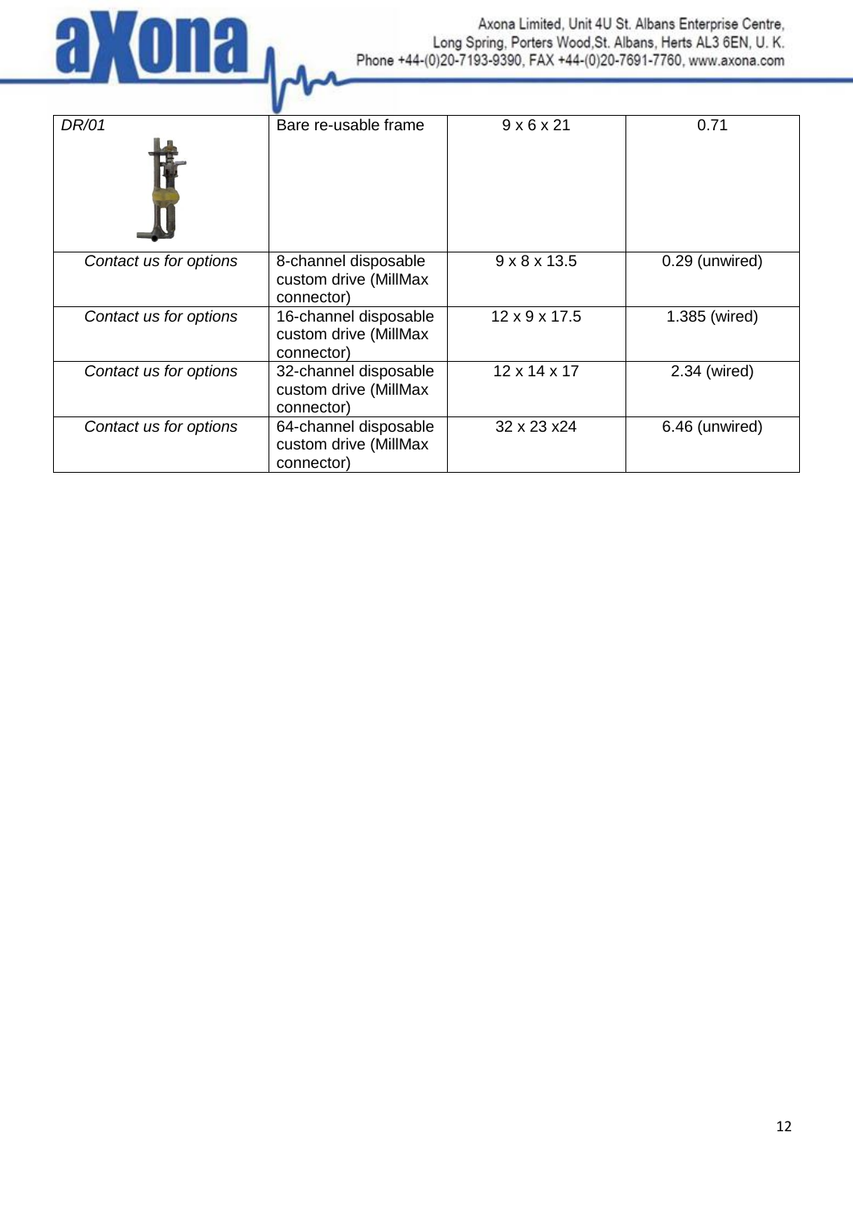| *DR/01* | Bare re-usable frame | 9 x 6 x 21 | 0.71 |
|---|---|---|---|
| *Contact us for options* | 8-channel disposable custom drive (MillMax connector) | 9 x 8 x 13.5 | 0.29 (unwired) |
| *Contact us for options* | 16-channel disposable custom drive (MillMax connector) | 12 x 9 x 17.5 | 1.385 (wired) |
| *Contact us for options* | 32-channel disposable custom drive (MillMax connector) | 12 x 14 x 17 | 2.34 (wired) |
| *Contact us for options* | 64-channel disposable custom drive (MillMax connector) | 32 x 23 x24 | 6.46 (unwired) |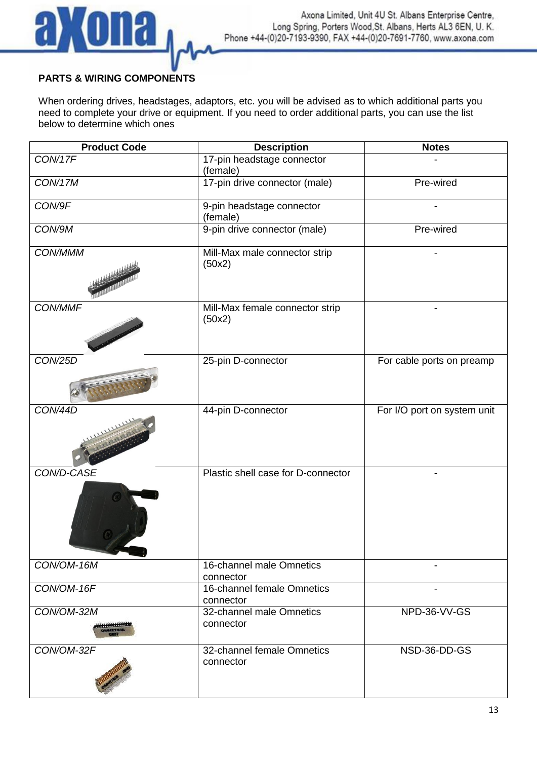**PARTS & WIRING COMPONENTS**

When ordering drives, headstages, adaptors, etc. you will be advised as to which additional parts you need to complete your drive or equipment. If you need to order additional parts, you can use the list below to determine which ones

| Product Code | Description | Notes |
|---|---|---|
| *CON/17F* | 17-pin headstage connector (female) | - |
| *CON/17M* | 17-pin drive connector (male) | Pre-wired |
| *CON/9F* | 9-pin headstage connector (female) | - |
| *CON/9M* | 9-pin drive connector (male) | Pre-wired |
| *CON/MMM* | Mill-Max male connector strip (50x2) | - |
| *CON/MMF* | Mill-Max female connector strip (50x2) | - |
| *CON/25D* | 25-pin D-connector | For cable ports on preamp |
| *CON/44D* | 44-pin D-connector | For I/O port on system unit |
| *CON/D-CASE* | Plastic shell case for D-connector | - |
| *CON/OM-16M* | 16-channel male Omnetics connector | - |
| *CON/OM-16F* | 16-channel female Omnetics connector | - |
| *CON/OM-32M* | 32-channel male Omnetics connector | NPD-36-VV-GS |
| *CON/OM-32F* | 32-channel female Omnetics connector | NSD-36-DD-GS |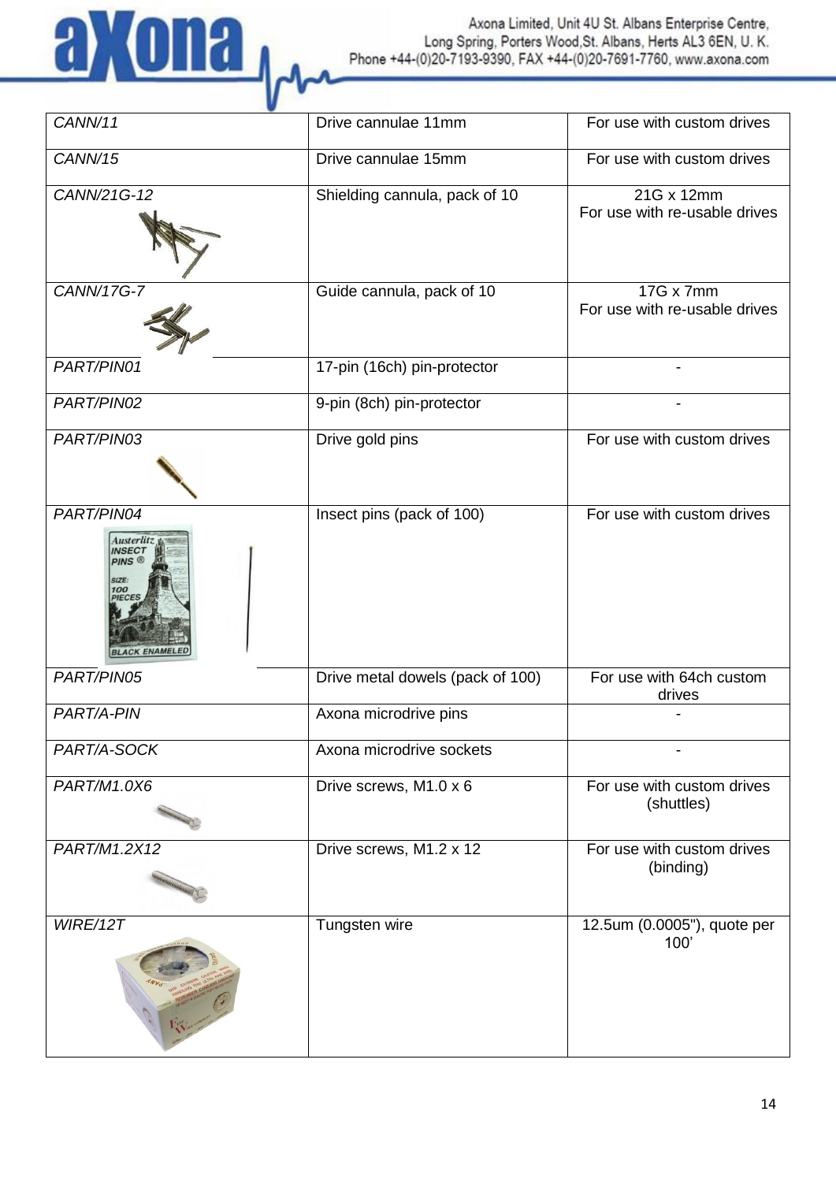| | | |
|---|---|---|
| *CANN/11* | Drive cannulae 11mm | For use with custom drives |
| *CANN/15* | Drive cannulae 15mm | For use with custom drives |
| *CANN/21G-12* | Shielding cannula, pack of 10 | 21G x 12mm<br>For use with re-usable drives |
| *CANN/17G-7* | Guide cannula, pack of 10 | 17G x 7mm<br>For use with re-usable drives |
| *PART/PIN01* | 17-pin (16ch) pin-protector | - |
| *PART/PIN02* | 9-pin (8ch) pin-protector | - |
| *PART/PIN03* | Drive gold pins | For use with custom drives |
| *PART/PIN04* | Insect pins (pack of 100) | For use with custom drives |
| *PART/PIN05* | Drive metal dowels (pack of 100) | For use with 64ch custom drives |
| *PART/A-PIN* | Axona microdrive pins | - |
| *PART/A-SOCK* | Axona microdrive sockets | - |
| *PART/M1.0X6* | Drive screws, M1.0 x 6 | For use with custom drives (shuttles) |
| *PART/M1.2X12* | Drive screws, M1.2 x 12 | For use with custom drives (binding) |
| *WIRE/12T* | Tungsten wire | 12.5um (0.0005"), quote per 100' |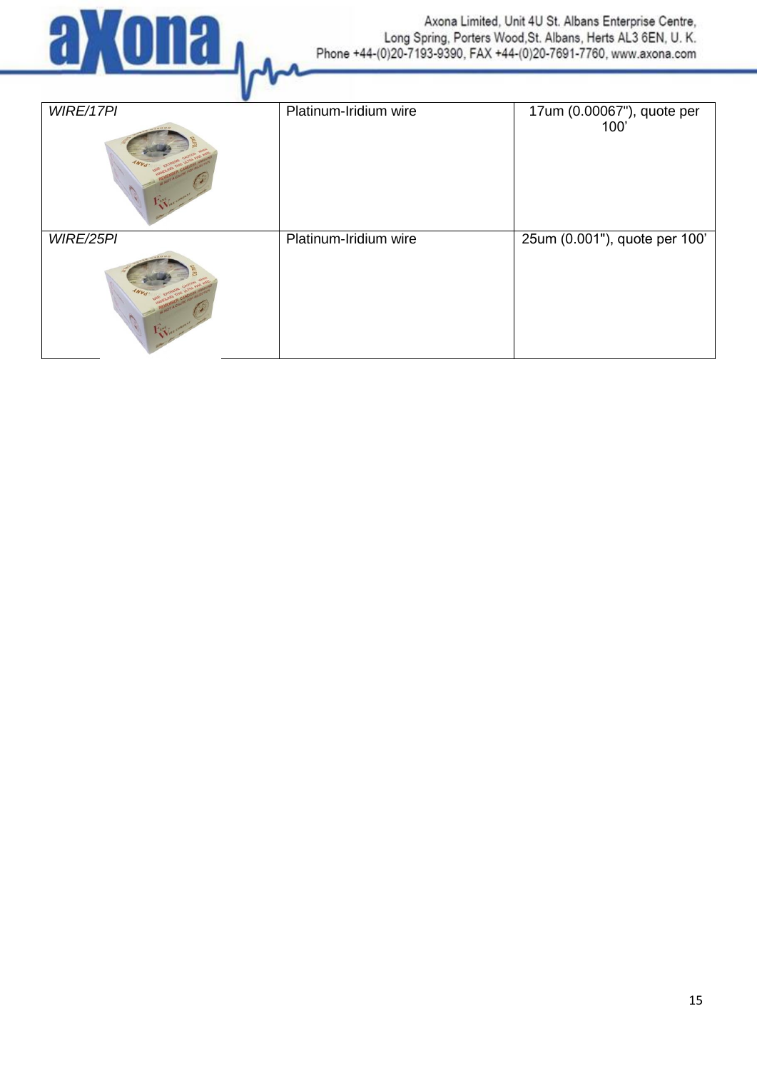| | | |
|---|---|---|
| *WIRE/17PI* | Platinum-Iridium wire | 17um (0.00067"), quote per 100' |
| *WIRE/25PI* | Platinum-Iridium wire | 25um (0.001"), quote per 100' |